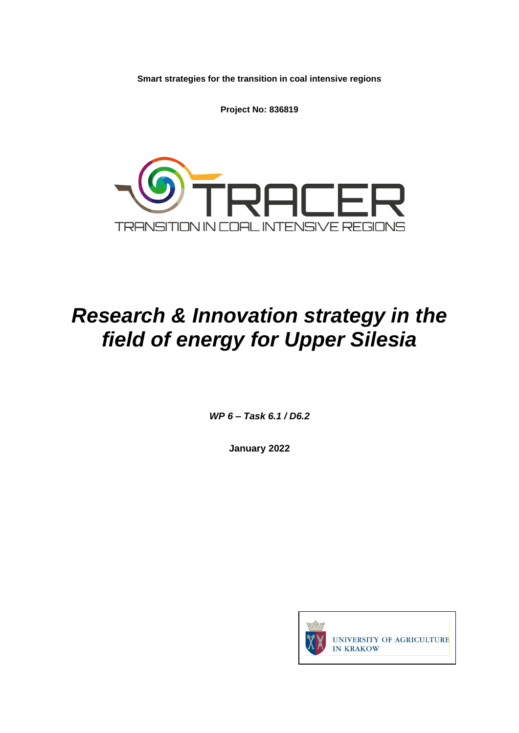**Smart strategies for the transition in coal intensive regions**

**Project No: 836819**

TRACER

TRANSITION IN COAL INTENSIVE REGIONS

# *Research & Innovation strategy in the field of energy for Upper Silesia*

***WP 6 – Task 6.1 / D6.2***

**January 2022**

UNIVERSITY OF AGRICULTURE IN KRAKOW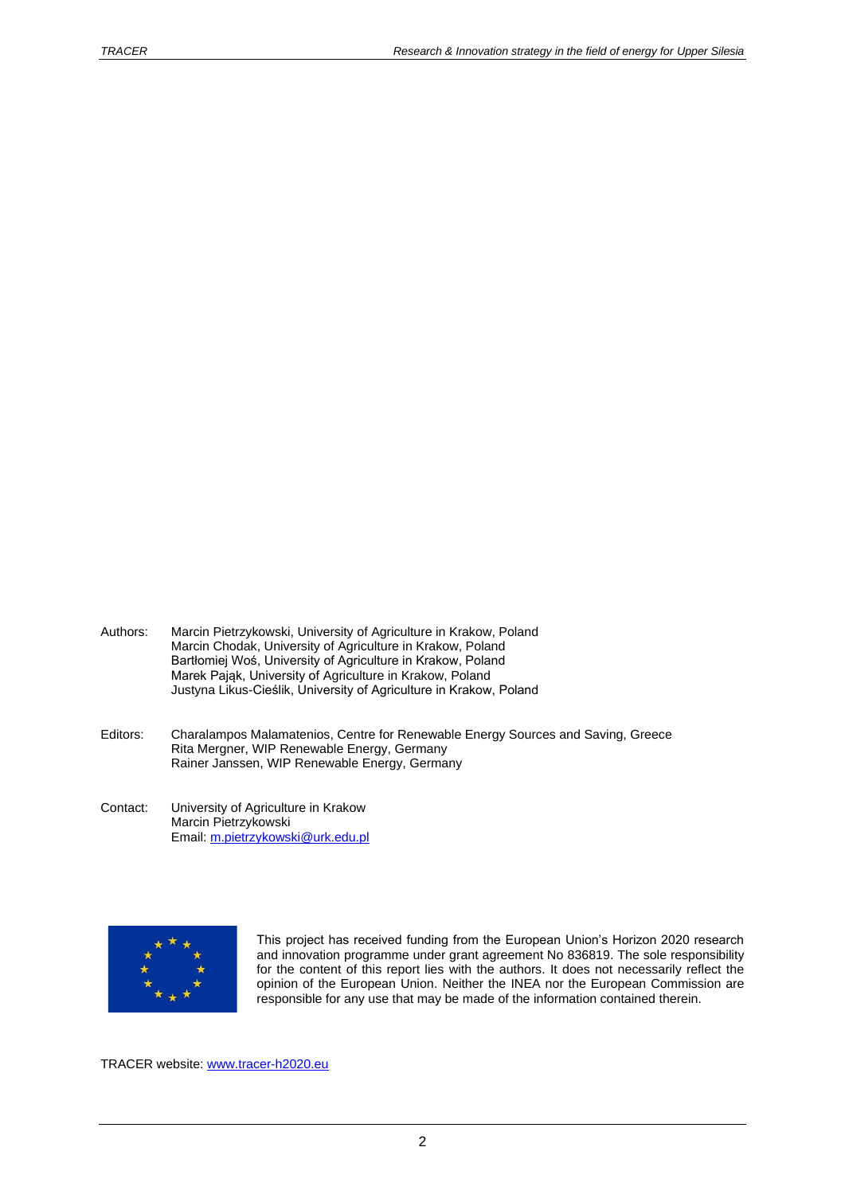Authors: Marcin Pietrzykowski, University of Agriculture in Krakow, Poland
Marcin Chodak, University of Agriculture in Krakow, Poland
Bartłomiej Woś, University of Agriculture in Krakow, Poland
Marek Pająk, University of Agriculture in Krakow, Poland
Justyna Likus-Cieślik, University of Agriculture in Krakow, Poland

Editors: Charalampos Malamatenios, Centre for Renewable Energy Sources and Saving, Greece
Rita Mergner, WIP Renewable Energy, Germany
Rainer Janssen, WIP Renewable Energy, Germany

Contact: University of Agriculture in Krakow
Marcin Pietrzykowski
Email: m.pietrzykowski@urk.edu.pl

This project has received funding from the European Union's Horizon 2020 research and innovation programme under grant agreement No 836819. The sole responsibility for the content of this report lies with the authors. It does not necessarily reflect the opinion of the European Union. Neither the INEA nor the European Commission are responsible for any use that may be made of the information contained therein.

TRACER website: www.tracer-h2020.eu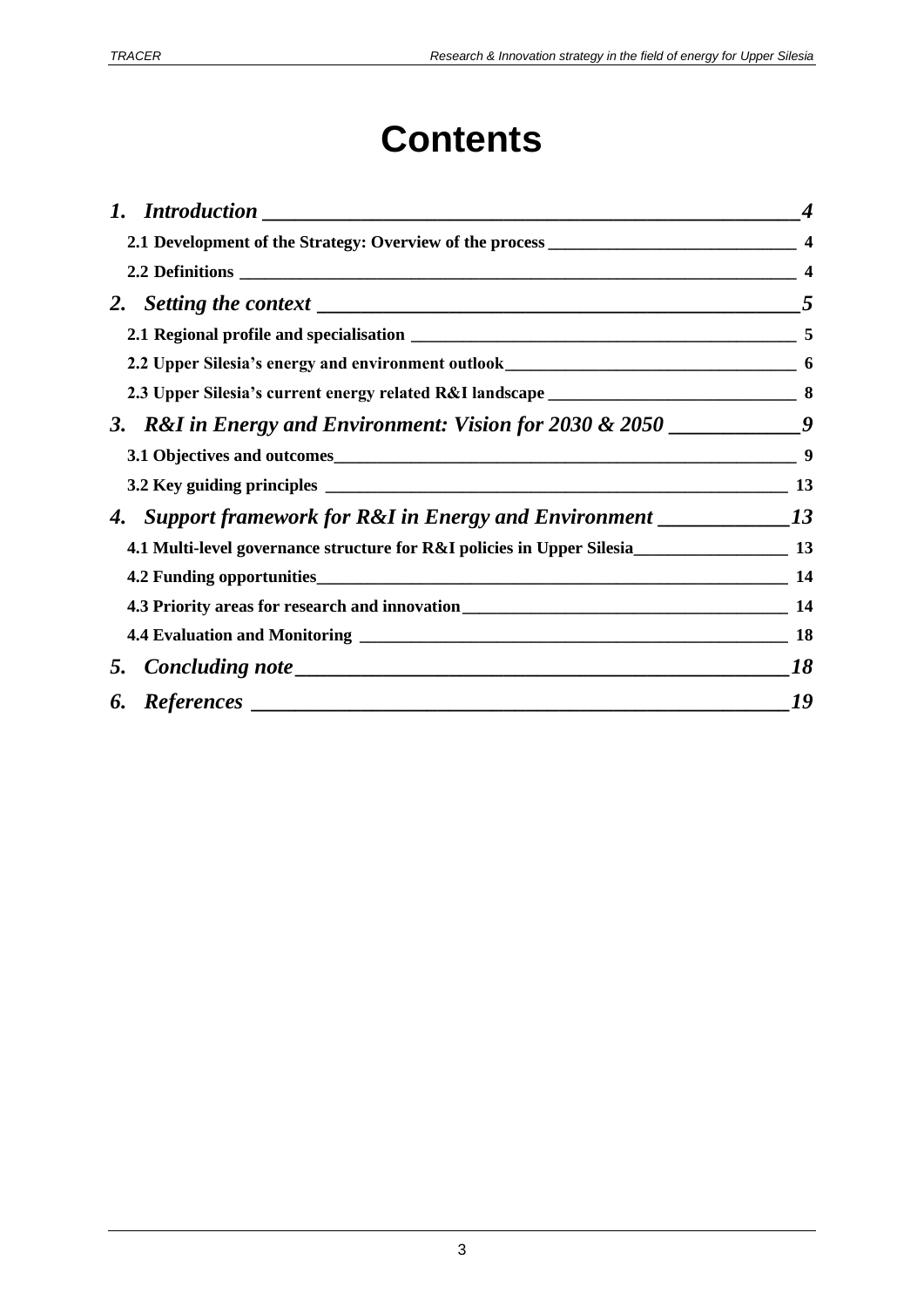# Contents

*1. Introduction* ____ *4*

**2.1 Development of the Strategy: Overview of the process** ____ **4**

**2.2 Definitions** ____ **4**

*2. Setting the context* ____ *5*

**2.1 Regional profile and specialisation** ____ **5**

**2.2 Upper Silesia's energy and environment outlook** ____ **6**

**2.3 Upper Silesia's current energy related R&I landscape** ____ **8**

*3. R&I in Energy and Environment: Vision for 2030 & 2050* ____ *9*

**3.1 Objectives and outcomes** ____ **9**

**3.2 Key guiding principles** ____ **13**

*4. Support framework for R&I in Energy and Environment* ____ *13*

**4.1 Multi-level governance structure for R&I policies in Upper Silesia** ____ **13**

**4.2 Funding opportunities** ____ **14**

**4.3 Priority areas for research and innovation** ____ **14**

**4.4 Evaluation and Monitoring** ____ **18**

*5. Concluding note* ____ *18*

*6. References* ____ *19*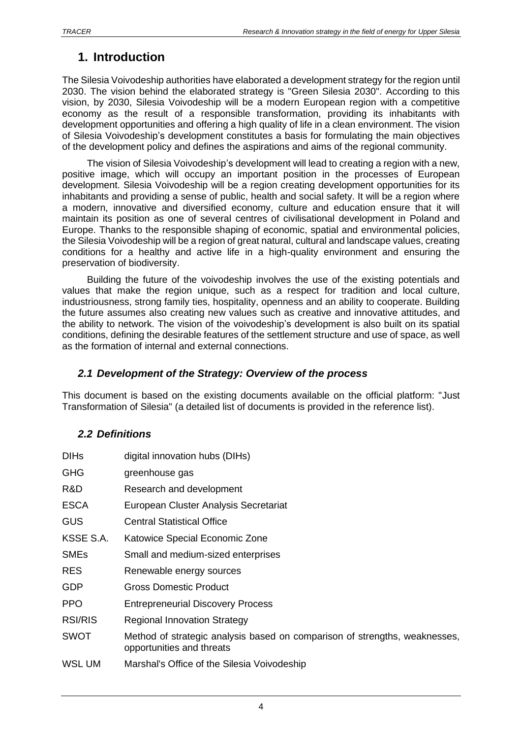# 1. Introduction

The Silesia Voivodeship authorities have elaborated a development strategy for the region until 2030. The vision behind the elaborated strategy is "Green Silesia 2030". According to this vision, by 2030, Silesia Voivodeship will be a modern European region with a competitive economy as the result of a responsible transformation, providing its inhabitants with development opportunities and offering a high quality of life in a clean environment. The vision of Silesia Voivodeship's development constitutes a basis for formulating the main objectives of the development policy and defines the aspirations and aims of the regional community.

The vision of Silesia Voivodeship's development will lead to creating a region with a new, positive image, which will occupy an important position in the processes of European development. Silesia Voivodeship will be a region creating development opportunities for its inhabitants and providing a sense of public, health and social safety. It will be a region where a modern, innovative and diversified economy, culture and education ensure that it will maintain its position as one of several centres of civilisational development in Poland and Europe. Thanks to the responsible shaping of economic, spatial and environmental policies, the Silesia Voivodeship will be a region of great natural, cultural and landscape values, creating conditions for a healthy and active life in a high-quality environment and ensuring the preservation of biodiversity.

Building the future of the voivodeship involves the use of the existing potentials and values that make the region unique, such as a respect for tradition and local culture, industriousness, strong family ties, hospitality, openness and an ability to cooperate. Building the future assumes also creating new values such as creative and innovative attitudes, and the ability to network. The vision of the voivodeship's development is also built on its spatial conditions, defining the desirable features of the settlement structure and use of space, as well as the formation of internal and external connections.

## *2.1 Development of the Strategy: Overview of the process*

This document is based on the existing documents available on the official platform: "Just Transformation of Silesia" (a detailed list of documents is provided in the reference list).

## *2.2 Definitions*

| | |
|---|---|
| DIHs | digital innovation hubs (DIHs) |
| GHG | greenhouse gas |
| R&D | Research and development |
| ESCA | European Cluster Analysis Secretariat |
| GUS | Central Statistical Office |
| KSSE S.A. | Katowice Special Economic Zone |
| SMEs | Small and medium-sized enterprises |
| RES | Renewable energy sources |
| GDP | Gross Domestic Product |
| PPO | Entrepreneurial Discovery Process |
| RSI/RIS | Regional Innovation Strategy |
| SWOT | Method of strategic analysis based on comparison of strengths, weaknesses, opportunities and threats |
| WSL UM | Marshal's Office of the Silesia Voivodeship |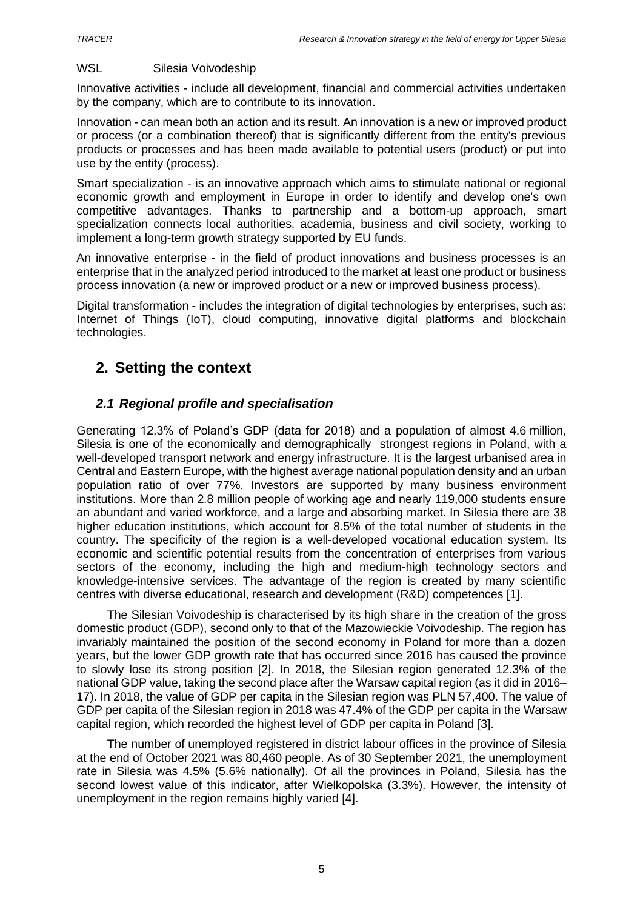WSL Silesia Voivodeship

Innovative activities - include all development, financial and commercial activities undertaken by the company, which are to contribute to its innovation.

Innovation - can mean both an action and its result. An innovation is a new or improved product or process (or a combination thereof) that is significantly different from the entity's previous products or processes and has been made available to potential users (product) or put into use by the entity (process).

Smart specialization - is an innovative approach which aims to stimulate national or regional economic growth and employment in Europe in order to identify and develop one's own competitive advantages. Thanks to partnership and a bottom-up approach, smart specialization connects local authorities, academia, business and civil society, working to implement a long-term growth strategy supported by EU funds.

An innovative enterprise - in the field of product innovations and business processes is an enterprise that in the analyzed period introduced to the market at least one product or business process innovation (a new or improved product or a new or improved business process).

Digital transformation - includes the integration of digital technologies by enterprises, such as: Internet of Things (IoT), cloud computing, innovative digital platforms and blockchain technologies.

# 2. Setting the context

## *2.1 Regional profile and specialisation*

Generating 12.3% of Poland's GDP (data for 2018) and a population of almost 4.6 million, Silesia is one of the economically and demographically strongest regions in Poland, with a well-developed transport network and energy infrastructure. It is the largest urbanised area in Central and Eastern Europe, with the highest average national population density and an urban population ratio of over 77%. Investors are supported by many business environment institutions. More than 2.8 million people of working age and nearly 119,000 students ensure an abundant and varied workforce, and a large and absorbing market. In Silesia there are 38 higher education institutions, which account for 8.5% of the total number of students in the country. The specificity of the region is a well-developed vocational education system. Its economic and scientific potential results from the concentration of enterprises from various sectors of the economy, including the high and medium-high technology sectors and knowledge-intensive services. The advantage of the region is created by many scientific centres with diverse educational, research and development (R&D) competences [1].

The Silesian Voivodeship is characterised by its high share in the creation of the gross domestic product (GDP), second only to that of the Mazowieckie Voivodeship. The region has invariably maintained the position of the second economy in Poland for more than a dozen years, but the lower GDP growth rate that has occurred since 2016 has caused the province to slowly lose its strong position [2]. In 2018, the Silesian region generated 12.3% of the national GDP value, taking the second place after the Warsaw capital region (as it did in 2016–17). In 2018, the value of GDP per capita in the Silesian region was PLN 57,400. The value of GDP per capita of the Silesian region in 2018 was 47.4% of the GDP per capita in the Warsaw capital region, which recorded the highest level of GDP per capita in Poland [3].

The number of unemployed registered in district labour offices in the province of Silesia at the end of October 2021 was 80,460 people. As of 30 September 2021, the unemployment rate in Silesia was 4.5% (5.6% nationally). Of all the provinces in Poland, Silesia has the second lowest value of this indicator, after Wielkopolska (3.3%). However, the intensity of unemployment in the region remains highly varied [4].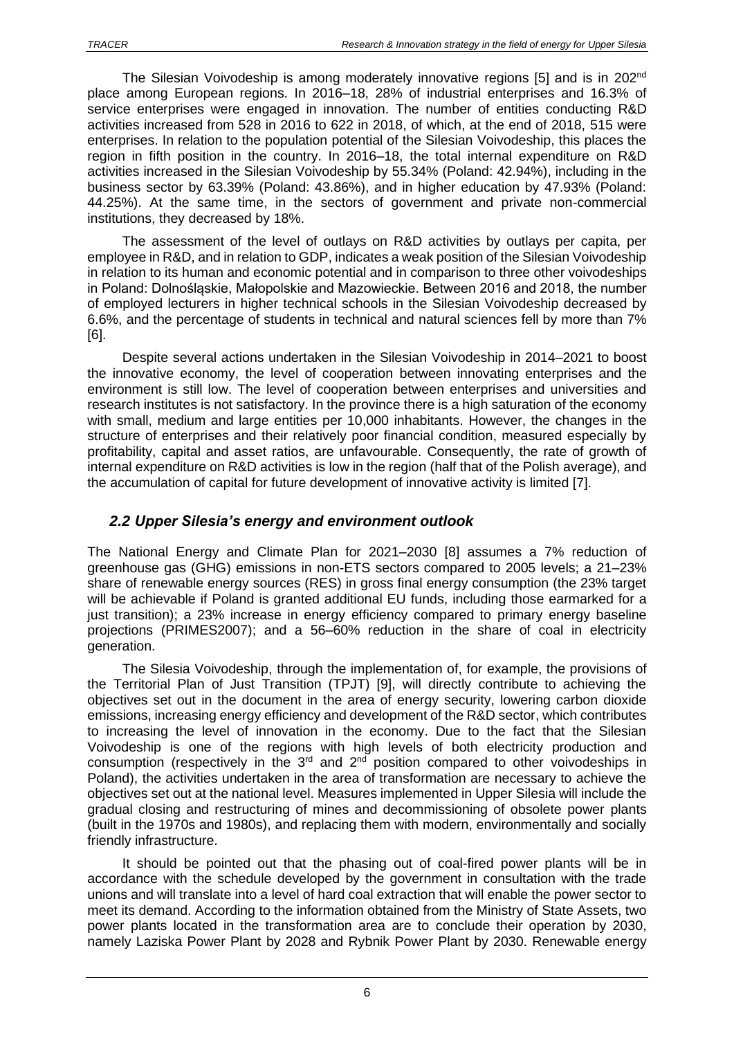The Silesian Voivodeship is among moderately innovative regions [5] and is in 202nd place among European regions. In 2016–18, 28% of industrial enterprises and 16.3% of service enterprises were engaged in innovation. The number of entities conducting R&D activities increased from 528 in 2016 to 622 in 2018, of which, at the end of 2018, 515 were enterprises. In relation to the population potential of the Silesian Voivodeship, this places the region in fifth position in the country. In 2016–18, the total internal expenditure on R&D activities increased in the Silesian Voivodeship by 55.34% (Poland: 42.94%), including in the business sector by 63.39% (Poland: 43.86%), and in higher education by 47.93% (Poland: 44.25%). At the same time, in the sectors of government and private non-commercial institutions, they decreased by 18%.

The assessment of the level of outlays on R&D activities by outlays per capita, per employee in R&D, and in relation to GDP, indicates a weak position of the Silesian Voivodeship in relation to its human and economic potential and in comparison to three other voivodeships in Poland: Dolnośląskie, Małopolskie and Mazowieckie. Between 2016 and 2018, the number of employed lecturers in higher technical schools in the Silesian Voivodeship decreased by 6.6%, and the percentage of students in technical and natural sciences fell by more than 7% [6].

Despite several actions undertaken in the Silesian Voivodeship in 2014–2021 to boost the innovative economy, the level of cooperation between innovating enterprises and the environment is still low. The level of cooperation between enterprises and universities and research institutes is not satisfactory. In the province there is a high saturation of the economy with small, medium and large entities per 10,000 inhabitants. However, the changes in the structure of enterprises and their relatively poor financial condition, measured especially by profitability, capital and asset ratios, are unfavourable. Consequently, the rate of growth of internal expenditure on R&D activities is low in the region (half that of the Polish average), and the accumulation of capital for future development of innovative activity is limited [7].

## *2.2 Upper Silesia's energy and environment outlook*

The National Energy and Climate Plan for 2021–2030 [8] assumes a 7% reduction of greenhouse gas (GHG) emissions in non-ETS sectors compared to 2005 levels; a 21–23% share of renewable energy sources (RES) in gross final energy consumption (the 23% target will be achievable if Poland is granted additional EU funds, including those earmarked for a just transition); a 23% increase in energy efficiency compared to primary energy baseline projections (PRIMES2007); and a 56–60% reduction in the share of coal in electricity generation.

The Silesia Voivodeship, through the implementation of, for example, the provisions of the Territorial Plan of Just Transition (TPJT) [9], will directly contribute to achieving the objectives set out in the document in the area of energy security, lowering carbon dioxide emissions, increasing energy efficiency and development of the R&D sector, which contributes to increasing the level of innovation in the economy. Due to the fact that the Silesian Voivodeship is one of the regions with high levels of both electricity production and consumption (respectively in the 3rd and 2nd position compared to other voivodeships in Poland), the activities undertaken in the area of transformation are necessary to achieve the objectives set out at the national level. Measures implemented in Upper Silesia will include the gradual closing and restructuring of mines and decommissioning of obsolete power plants (built in the 1970s and 1980s), and replacing them with modern, environmentally and socially friendly infrastructure.

It should be pointed out that the phasing out of coal-fired power plants will be in accordance with the schedule developed by the government in consultation with the trade unions and will translate into a level of hard coal extraction that will enable the power sector to meet its demand. According to the information obtained from the Ministry of State Assets, two power plants located in the transformation area are to conclude their operation by 2030, namely Laziska Power Plant by 2028 and Rybnik Power Plant by 2030. Renewable energy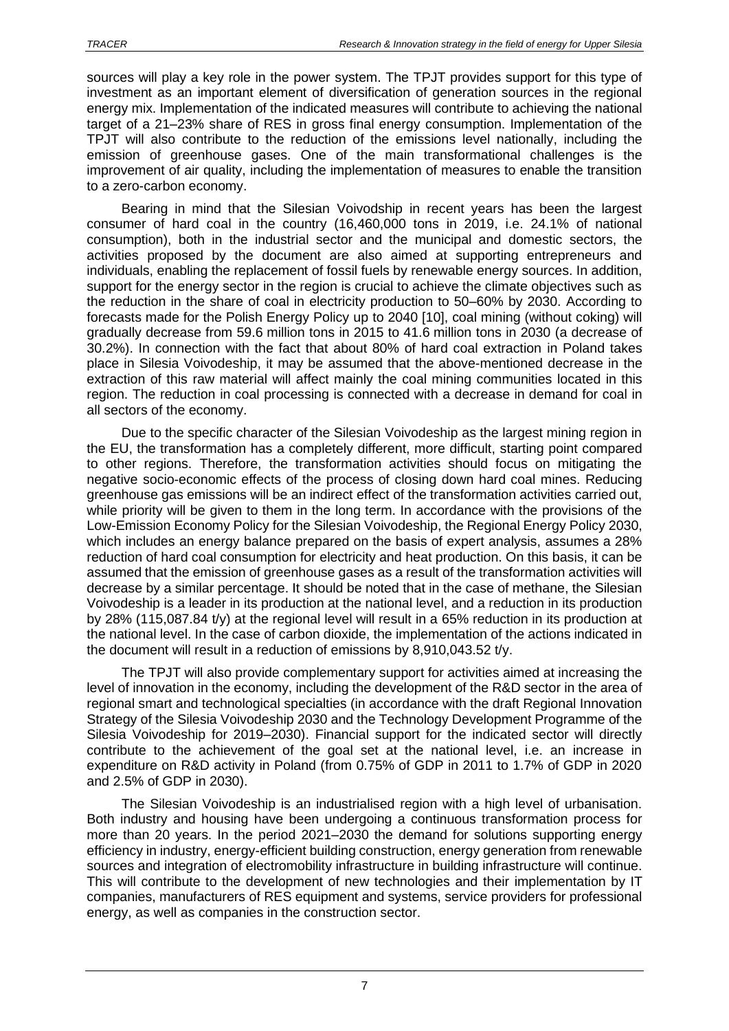sources will play a key role in the power system. The TPJT provides support for this type of investment as an important element of diversification of generation sources in the regional energy mix. Implementation of the indicated measures will contribute to achieving the national target of a 21–23% share of RES in gross final energy consumption. Implementation of the TPJT will also contribute to the reduction of the emissions level nationally, including the emission of greenhouse gases. One of the main transformational challenges is the improvement of air quality, including the implementation of measures to enable the transition to a zero-carbon economy.

Bearing in mind that the Silesian Voivodship in recent years has been the largest consumer of hard coal in the country (16,460,000 tons in 2019, i.e. 24.1% of national consumption), both in the industrial sector and the municipal and domestic sectors, the activities proposed by the document are also aimed at supporting entrepreneurs and individuals, enabling the replacement of fossil fuels by renewable energy sources. In addition, support for the energy sector in the region is crucial to achieve the climate objectives such as the reduction in the share of coal in electricity production to 50–60% by 2030. According to forecasts made for the Polish Energy Policy up to 2040 [10], coal mining (without coking) will gradually decrease from 59.6 million tons in 2015 to 41.6 million tons in 2030 (a decrease of 30.2%). In connection with the fact that about 80% of hard coal extraction in Poland takes place in Silesia Voivodeship, it may be assumed that the above-mentioned decrease in the extraction of this raw material will affect mainly the coal mining communities located in this region. The reduction in coal processing is connected with a decrease in demand for coal in all sectors of the economy.

Due to the specific character of the Silesian Voivodeship as the largest mining region in the EU, the transformation has a completely different, more difficult, starting point compared to other regions. Therefore, the transformation activities should focus on mitigating the negative socio-economic effects of the process of closing down hard coal mines. Reducing greenhouse gas emissions will be an indirect effect of the transformation activities carried out, while priority will be given to them in the long term. In accordance with the provisions of the Low-Emission Economy Policy for the Silesian Voivodeship, the Regional Energy Policy 2030, which includes an energy balance prepared on the basis of expert analysis, assumes a 28% reduction of hard coal consumption for electricity and heat production. On this basis, it can be assumed that the emission of greenhouse gases as a result of the transformation activities will decrease by a similar percentage. It should be noted that in the case of methane, the Silesian Voivodeship is a leader in its production at the national level, and a reduction in its production by 28% (115,087.84 t/y) at the regional level will result in a 65% reduction in its production at the national level. In the case of carbon dioxide, the implementation of the actions indicated in the document will result in a reduction of emissions by 8,910,043.52 t/y.

The TPJT will also provide complementary support for activities aimed at increasing the level of innovation in the economy, including the development of the R&D sector in the area of regional smart and technological specialties (in accordance with the draft Regional Innovation Strategy of the Silesia Voivodeship 2030 and the Technology Development Programme of the Silesia Voivodeship for 2019–2030). Financial support for the indicated sector will directly contribute to the achievement of the goal set at the national level, i.e. an increase in expenditure on R&D activity in Poland (from 0.75% of GDP in 2011 to 1.7% of GDP in 2020 and 2.5% of GDP in 2030).

The Silesian Voivodeship is an industrialised region with a high level of urbanisation. Both industry and housing have been undergoing a continuous transformation process for more than 20 years. In the period 2021–2030 the demand for solutions supporting energy efficiency in industry, energy-efficient building construction, energy generation from renewable sources and integration of electromobility infrastructure in building infrastructure will continue. This will contribute to the development of new technologies and their implementation by IT companies, manufacturers of RES equipment and systems, service providers for professional energy, as well as companies in the construction sector.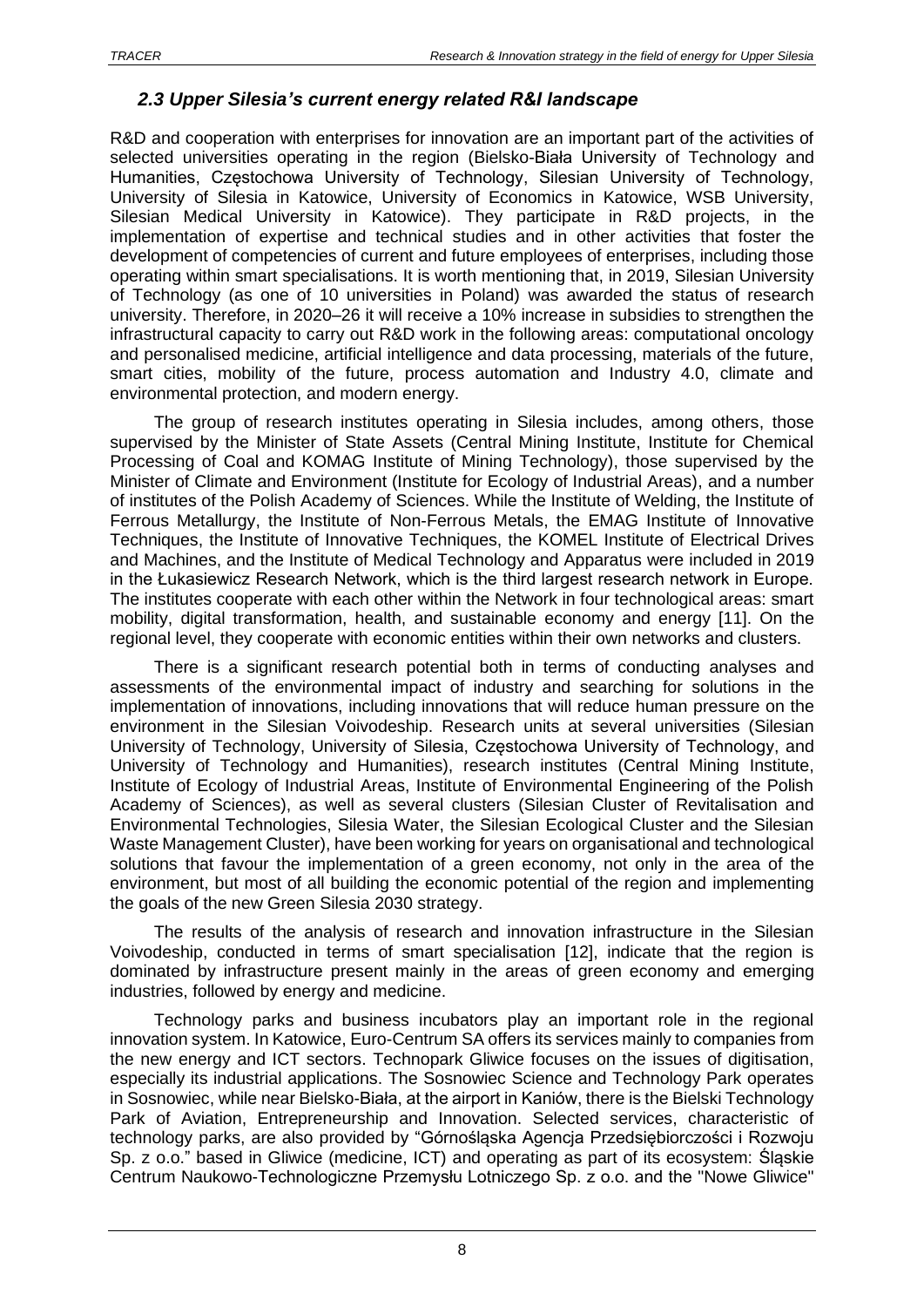## *2.3 Upper Silesia's current energy related R&I landscape*

R&D and cooperation with enterprises for innovation are an important part of the activities of selected universities operating in the region (Bielsko-Biała University of Technology and Humanities, Częstochowa University of Technology, Silesian University of Technology, University of Silesia in Katowice, University of Economics in Katowice, WSB University, Silesian Medical University in Katowice). They participate in R&D projects, in the implementation of expertise and technical studies and in other activities that foster the development of competencies of current and future employees of enterprises, including those operating within smart specialisations. It is worth mentioning that, in 2019, Silesian University of Technology (as one of 10 universities in Poland) was awarded the status of research university. Therefore, in 2020–26 it will receive a 10% increase in subsidies to strengthen the infrastructural capacity to carry out R&D work in the following areas: computational oncology and personalised medicine, artificial intelligence and data processing, materials of the future, smart cities, mobility of the future, process automation and Industry 4.0, climate and environmental protection, and modern energy.

The group of research institutes operating in Silesia includes, among others, those supervised by the Minister of State Assets (Central Mining Institute, Institute for Chemical Processing of Coal and KOMAG Institute of Mining Technology), those supervised by the Minister of Climate and Environment (Institute for Ecology of Industrial Areas), and a number of institutes of the Polish Academy of Sciences. While the Institute of Welding, the Institute of Ferrous Metallurgy, the Institute of Non-Ferrous Metals, the EMAG Institute of Innovative Techniques, the Institute of Innovative Techniques, the KOMEL Institute of Electrical Drives and Machines, and the Institute of Medical Technology and Apparatus were included in 2019 in the Łukasiewicz Research Network, which is the third largest research network in Europe. The institutes cooperate with each other within the Network in four technological areas: smart mobility, digital transformation, health, and sustainable economy and energy [11]. On the regional level, they cooperate with economic entities within their own networks and clusters.

There is a significant research potential both in terms of conducting analyses and assessments of the environmental impact of industry and searching for solutions in the implementation of innovations, including innovations that will reduce human pressure on the environment in the Silesian Voivodeship. Research units at several universities (Silesian University of Technology, University of Silesia, Częstochowa University of Technology, and University of Technology and Humanities), research institutes (Central Mining Institute, Institute of Ecology of Industrial Areas, Institute of Environmental Engineering of the Polish Academy of Sciences), as well as several clusters (Silesian Cluster of Revitalisation and Environmental Technologies, Silesia Water, the Silesian Ecological Cluster and the Silesian Waste Management Cluster), have been working for years on organisational and technological solutions that favour the implementation of a green economy, not only in the area of the environment, but most of all building the economic potential of the region and implementing the goals of the new Green Silesia 2030 strategy.

The results of the analysis of research and innovation infrastructure in the Silesian Voivodeship, conducted in terms of smart specialisation [12], indicate that the region is dominated by infrastructure present mainly in the areas of green economy and emerging industries, followed by energy and medicine.

Technology parks and business incubators play an important role in the regional innovation system. In Katowice, Euro-Centrum SA offers its services mainly to companies from the new energy and ICT sectors. Technopark Gliwice focuses on the issues of digitisation, especially its industrial applications. The Sosnowiec Science and Technology Park operates in Sosnowiec, while near Bielsko-Biała, at the airport in Kaniów, there is the Bielski Technology Park of Aviation, Entrepreneurship and Innovation. Selected services, characteristic of technology parks, are also provided by "Górnośląska Agencja Przedsiębiorczości i Rozwoju Sp. z o.o." based in Gliwice (medicine, ICT) and operating as part of its ecosystem: Śląskie Centrum Naukowo-Technologiczne Przemysłu Lotniczego Sp. z o.o. and the "Nowe Gliwice"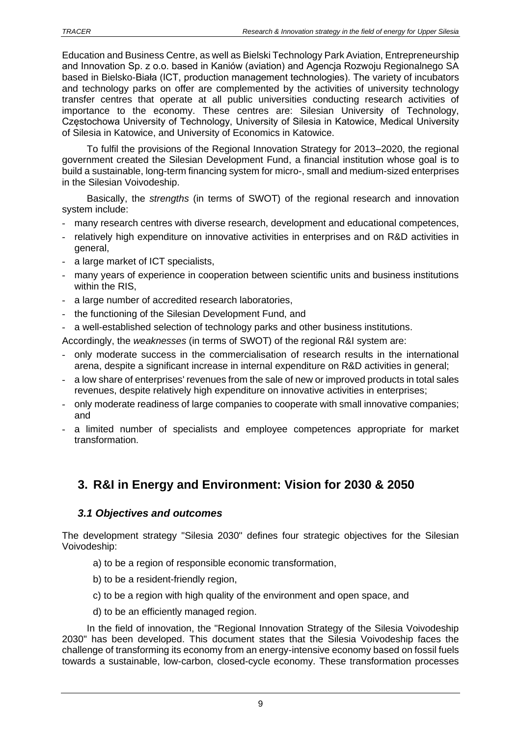Education and Business Centre, as well as Bielski Technology Park Aviation, Entrepreneurship and Innovation Sp. z o.o. based in Kaniów (aviation) and Agencja Rozwoju Regionalnego SA based in Bielsko-Biała (ICT, production management technologies). The variety of incubators and technology parks on offer are complemented by the activities of university technology transfer centres that operate at all public universities conducting research activities of importance to the economy. These centres are: Silesian University of Technology, Częstochowa University of Technology, University of Silesia in Katowice, Medical University of Silesia in Katowice, and University of Economics in Katowice.

To fulfil the provisions of the Regional Innovation Strategy for 2013–2020, the regional government created the Silesian Development Fund, a financial institution whose goal is to build a sustainable, long-term financing system for micro-, small and medium-sized enterprises in the Silesian Voivodeship.

Basically, the *strengths* (in terms of SWOT) of the regional research and innovation system include:

- many research centres with diverse research, development and educational competences,
- relatively high expenditure on innovative activities in enterprises and on R&D activities in general,
- a large market of ICT specialists,
- many years of experience in cooperation between scientific units and business institutions within the RIS,
- a large number of accredited research laboratories,
- the functioning of the Silesian Development Fund, and
- a well-established selection of technology parks and other business institutions.

Accordingly, the *weaknesses* (in terms of SWOT) of the regional R&I system are:

- only moderate success in the commercialisation of research results in the international arena, despite a significant increase in internal expenditure on R&D activities in general;
- a low share of enterprises' revenues from the sale of new or improved products in total sales revenues, despite relatively high expenditure on innovative activities in enterprises;
- only moderate readiness of large companies to cooperate with small innovative companies; and
- a limited number of specialists and employee competences appropriate for market transformation.

# 3. R&I in Energy and Environment: Vision for 2030 & 2050

## *3.1 Objectives and outcomes*

The development strategy "Silesia 2030" defines four strategic objectives for the Silesian Voivodeship:

a) to be a region of responsible economic transformation,

b) to be a resident-friendly region,

c) to be a region with high quality of the environment and open space, and

d) to be an efficiently managed region.

In the field of innovation, the "Regional Innovation Strategy of the Silesia Voivodeship 2030" has been developed. This document states that the Silesia Voivodeship faces the challenge of transforming its economy from an energy-intensive economy based on fossil fuels towards a sustainable, low-carbon, closed-cycle economy. These transformation processes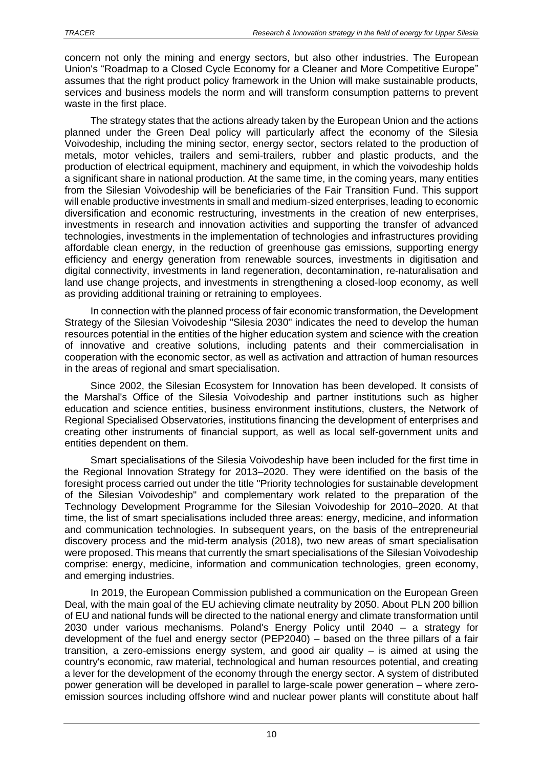concern not only the mining and energy sectors, but also other industries. The European Union's "Roadmap to a Closed Cycle Economy for a Cleaner and More Competitive Europe" assumes that the right product policy framework in the Union will make sustainable products, services and business models the norm and will transform consumption patterns to prevent waste in the first place.

The strategy states that the actions already taken by the European Union and the actions planned under the Green Deal policy will particularly affect the economy of the Silesia Voivodeship, including the mining sector, energy sector, sectors related to the production of metals, motor vehicles, trailers and semi-trailers, rubber and plastic products, and the production of electrical equipment, machinery and equipment, in which the voivodeship holds a significant share in national production. At the same time, in the coming years, many entities from the Silesian Voivodeship will be beneficiaries of the Fair Transition Fund. This support will enable productive investments in small and medium-sized enterprises, leading to economic diversification and economic restructuring, investments in the creation of new enterprises, investments in research and innovation activities and supporting the transfer of advanced technologies, investments in the implementation of technologies and infrastructures providing affordable clean energy, in the reduction of greenhouse gas emissions, supporting energy efficiency and energy generation from renewable sources, investments in digitisation and digital connectivity, investments in land regeneration, decontamination, re-naturalisation and land use change projects, and investments in strengthening a closed-loop economy, as well as providing additional training or retraining to employees.

In connection with the planned process of fair economic transformation, the Development Strategy of the Silesian Voivodeship "Silesia 2030" indicates the need to develop the human resources potential in the entities of the higher education system and science with the creation of innovative and creative solutions, including patents and their commercialisation in cooperation with the economic sector, as well as activation and attraction of human resources in the areas of regional and smart specialisation.

Since 2002, the Silesian Ecosystem for Innovation has been developed. It consists of the Marshal's Office of the Silesia Voivodeship and partner institutions such as higher education and science entities, business environment institutions, clusters, the Network of Regional Specialised Observatories, institutions financing the development of enterprises and creating other instruments of financial support, as well as local self-government units and entities dependent on them.

Smart specialisations of the Silesia Voivodeship have been included for the first time in the Regional Innovation Strategy for 2013–2020. They were identified on the basis of the foresight process carried out under the title "Priority technologies for sustainable development of the Silesian Voivodeship" and complementary work related to the preparation of the Technology Development Programme for the Silesian Voivodeship for 2010–2020. At that time, the list of smart specialisations included three areas: energy, medicine, and information and communication technologies. In subsequent years, on the basis of the entrepreneurial discovery process and the mid-term analysis (2018), two new areas of smart specialisation were proposed. This means that currently the smart specialisations of the Silesian Voivodeship comprise: energy, medicine, information and communication technologies, green economy, and emerging industries.

In 2019, the European Commission published a communication on the European Green Deal, with the main goal of the EU achieving climate neutrality by 2050. About PLN 200 billion of EU and national funds will be directed to the national energy and climate transformation until 2030 under various mechanisms. Poland's Energy Policy until 2040 – a strategy for development of the fuel and energy sector (PEP2040) – based on the three pillars of a fair transition, a zero-emissions energy system, and good air quality – is aimed at using the country's economic, raw material, technological and human resources potential, and creating a lever for the development of the economy through the energy sector. A system of distributed power generation will be developed in parallel to large-scale power generation – where zero-emission sources including offshore wind and nuclear power plants will constitute about half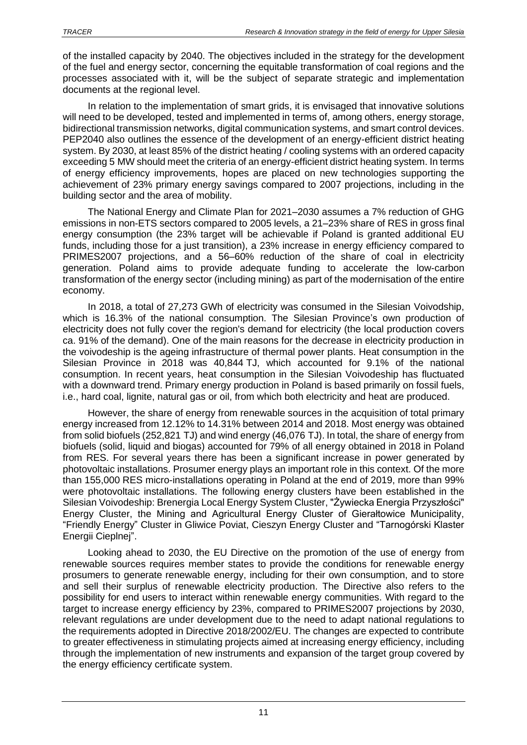of the installed capacity by 2040. The objectives included in the strategy for the development of the fuel and energy sector, concerning the equitable transformation of coal regions and the processes associated with it, will be the subject of separate strategic and implementation documents at the regional level.

In relation to the implementation of smart grids, it is envisaged that innovative solutions will need to be developed, tested and implemented in terms of, among others, energy storage, bidirectional transmission networks, digital communication systems, and smart control devices. PEP2040 also outlines the essence of the development of an energy-efficient district heating system. By 2030, at least 85% of the district heating / cooling systems with an ordered capacity exceeding 5 MW should meet the criteria of an energy-efficient district heating system. In terms of energy efficiency improvements, hopes are placed on new technologies supporting the achievement of 23% primary energy savings compared to 2007 projections, including in the building sector and the area of mobility.

The National Energy and Climate Plan for 2021–2030 assumes a 7% reduction of GHG emissions in non-ETS sectors compared to 2005 levels, a 21–23% share of RES in gross final energy consumption (the 23% target will be achievable if Poland is granted additional EU funds, including those for a just transition), a 23% increase in energy efficiency compared to PRIMES2007 projections, and a 56–60% reduction of the share of coal in electricity generation. Poland aims to provide adequate funding to accelerate the low-carbon transformation of the energy sector (including mining) as part of the modernisation of the entire economy.

In 2018, a total of 27,273 GWh of electricity was consumed in the Silesian Voivodship, which is 16.3% of the national consumption. The Silesian Province's own production of electricity does not fully cover the region's demand for electricity (the local production covers ca. 91% of the demand). One of the main reasons for the decrease in electricity production in the voivodeship is the ageing infrastructure of thermal power plants. Heat consumption in the Silesian Province in 2018 was 40,844 TJ, which accounted for 9.1% of the national consumption. In recent years, heat consumption in the Silesian Voivodeship has fluctuated with a downward trend. Primary energy production in Poland is based primarily on fossil fuels, i.e., hard coal, lignite, natural gas or oil, from which both electricity and heat are produced.

However, the share of energy from renewable sources in the acquisition of total primary energy increased from 12.12% to 14.31% between 2014 and 2018. Most energy was obtained from solid biofuels (252,821 TJ) and wind energy (46,076 TJ). In total, the share of energy from biofuels (solid, liquid and biogas) accounted for 79% of all energy obtained in 2018 in Poland from RES. For several years there has been a significant increase in power generated by photovoltaic installations. Prosumer energy plays an important role in this context. Of the more than 155,000 RES micro-installations operating in Poland at the end of 2019, more than 99% were photovoltaic installations. The following energy clusters have been established in the Silesian Voivodeship: Brenergia Local Energy System Cluster, "Żywiecka Energia Przyszłości" Energy Cluster, the Mining and Agricultural Energy Cluster of Gierałtowice Municipality, "Friendly Energy" Cluster in Gliwice Poviat, Cieszyn Energy Cluster and "Tarnogórski Klaster Energii Cieplnej".

Looking ahead to 2030, the EU Directive on the promotion of the use of energy from renewable sources requires member states to provide the conditions for renewable energy prosumers to generate renewable energy, including for their own consumption, and to store and sell their surplus of renewable electricity production. The Directive also refers to the possibility for end users to interact within renewable energy communities. With regard to the target to increase energy efficiency by 23%, compared to PRIMES2007 projections by 2030, relevant regulations are under development due to the need to adapt national regulations to the requirements adopted in Directive 2018/2002/EU. The changes are expected to contribute to greater effectiveness in stimulating projects aimed at increasing energy efficiency, including through the implementation of new instruments and expansion of the target group covered by the energy efficiency certificate system.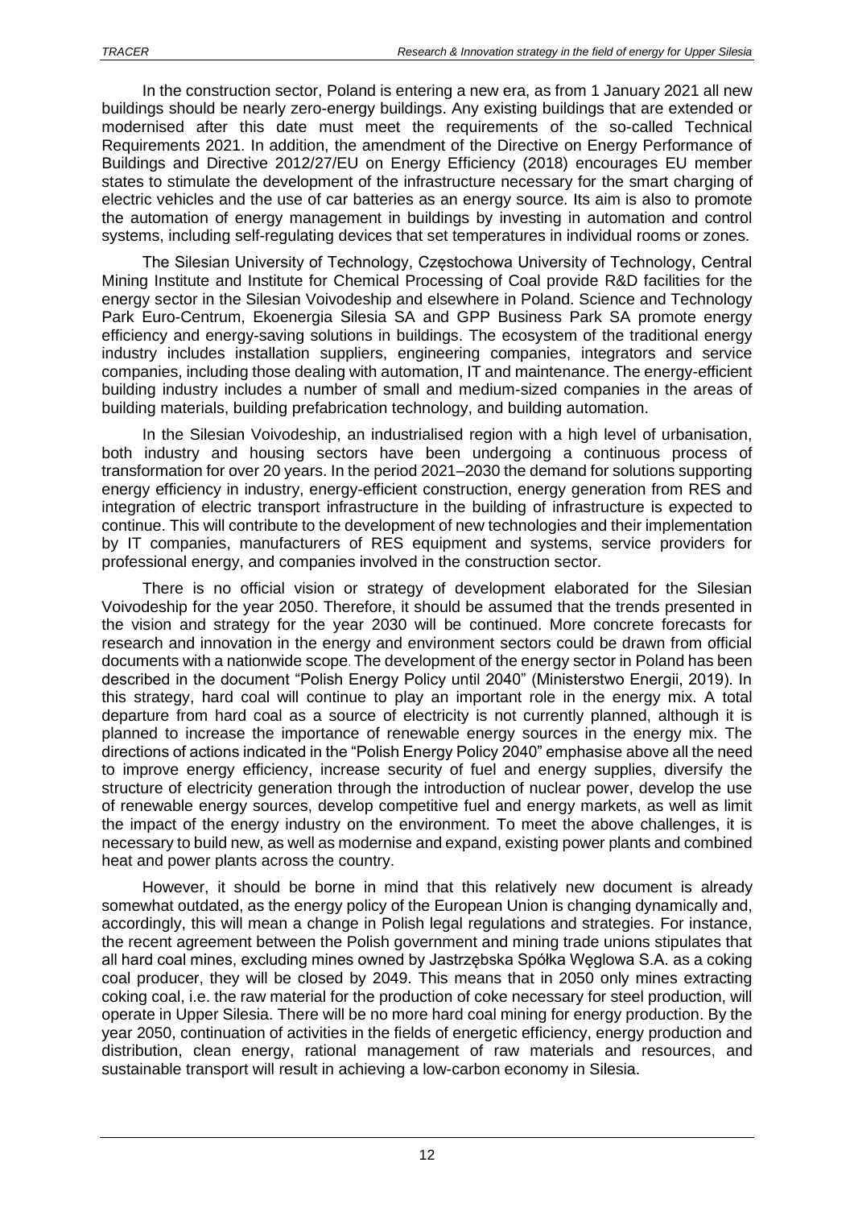In the construction sector, Poland is entering a new era, as from 1 January 2021 all new buildings should be nearly zero-energy buildings. Any existing buildings that are extended or modernised after this date must meet the requirements of the so-called Technical Requirements 2021. In addition, the amendment of the Directive on Energy Performance of Buildings and Directive 2012/27/EU on Energy Efficiency (2018) encourages EU member states to stimulate the development of the infrastructure necessary for the smart charging of electric vehicles and the use of car batteries as an energy source. Its aim is also to promote the automation of energy management in buildings by investing in automation and control systems, including self-regulating devices that set temperatures in individual rooms or zones.

The Silesian University of Technology, Częstochowa University of Technology, Central Mining Institute and Institute for Chemical Processing of Coal provide R&D facilities for the energy sector in the Silesian Voivodeship and elsewhere in Poland. Science and Technology Park Euro-Centrum, Ekoenergia Silesia SA and GPP Business Park SA promote energy efficiency and energy-saving solutions in buildings. The ecosystem of the traditional energy industry includes installation suppliers, engineering companies, integrators and service companies, including those dealing with automation, IT and maintenance. The energy-efficient building industry includes a number of small and medium-sized companies in the areas of building materials, building prefabrication technology, and building automation.

In the Silesian Voivodeship, an industrialised region with a high level of urbanisation, both industry and housing sectors have been undergoing a continuous process of transformation for over 20 years. In the period 2021–2030 the demand for solutions supporting energy efficiency in industry, energy-efficient construction, energy generation from RES and integration of electric transport infrastructure in the building of infrastructure is expected to continue. This will contribute to the development of new technologies and their implementation by IT companies, manufacturers of RES equipment and systems, service providers for professional energy, and companies involved in the construction sector.

There is no official vision or strategy of development elaborated for the Silesian Voivodeship for the year 2050. Therefore, it should be assumed that the trends presented in the vision and strategy for the year 2030 will be continued. More concrete forecasts for research and innovation in the energy and environment sectors could be drawn from official documents with a nationwide scope. The development of the energy sector in Poland has been described in the document "Polish Energy Policy until 2040" (Ministerstwo Energii, 2019). In this strategy, hard coal will continue to play an important role in the energy mix. A total departure from hard coal as a source of electricity is not currently planned, although it is planned to increase the importance of renewable energy sources in the energy mix. The directions of actions indicated in the "Polish Energy Policy 2040" emphasise above all the need to improve energy efficiency, increase security of fuel and energy supplies, diversify the structure of electricity generation through the introduction of nuclear power, develop the use of renewable energy sources, develop competitive fuel and energy markets, as well as limit the impact of the energy industry on the environment. To meet the above challenges, it is necessary to build new, as well as modernise and expand, existing power plants and combined heat and power plants across the country.

However, it should be borne in mind that this relatively new document is already somewhat outdated, as the energy policy of the European Union is changing dynamically and, accordingly, this will mean a change in Polish legal regulations and strategies. For instance, the recent agreement between the Polish government and mining trade unions stipulates that all hard coal mines, excluding mines owned by Jastrzębska Spółka Węglowa S.A. as a coking coal producer, they will be closed by 2049. This means that in 2050 only mines extracting coking coal, i.e. the raw material for the production of coke necessary for steel production, will operate in Upper Silesia. There will be no more hard coal mining for energy production. By the year 2050, continuation of activities in the fields of energetic efficiency, energy production and distribution, clean energy, rational management of raw materials and resources, and sustainable transport will result in achieving a low-carbon economy in Silesia.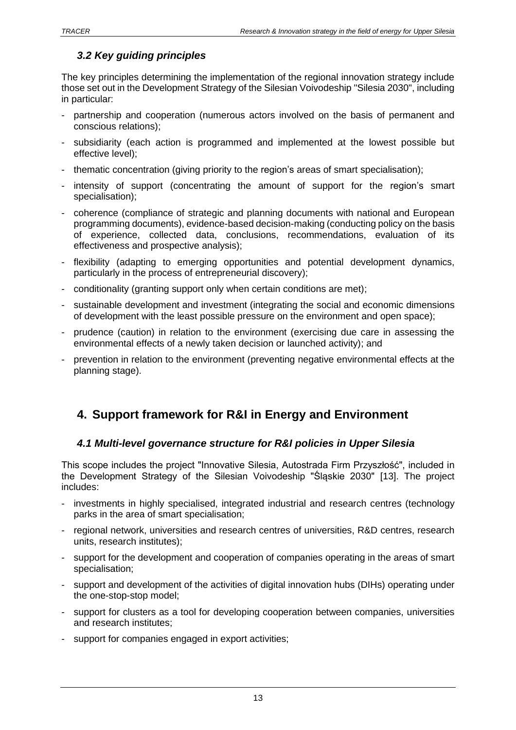### *3.2 Key guiding principles*

The key principles determining the implementation of the regional innovation strategy include those set out in the Development Strategy of the Silesian Voivodeship "Silesia 2030", including in particular:

- partnership and cooperation (numerous actors involved on the basis of permanent and conscious relations);
- subsidiarity (each action is programmed and implemented at the lowest possible but effective level);
- thematic concentration (giving priority to the region's areas of smart specialisation);
- intensity of support (concentrating the amount of support for the region's smart specialisation);
- coherence (compliance of strategic and planning documents with national and European programming documents), evidence-based decision-making (conducting policy on the basis of experience, collected data, conclusions, recommendations, evaluation of its effectiveness and prospective analysis);
- flexibility (adapting to emerging opportunities and potential development dynamics, particularly in the process of entrepreneurial discovery);
- conditionality (granting support only when certain conditions are met);
- sustainable development and investment (integrating the social and economic dimensions of development with the least possible pressure on the environment and open space);
- prudence (caution) in relation to the environment (exercising due care in assessing the environmental effects of a newly taken decision or launched activity); and
- prevention in relation to the environment (preventing negative environmental effects at the planning stage).

## 4. Support framework for R&I in Energy and Environment

### *4.1 Multi-level governance structure for R&I policies in Upper Silesia*

This scope includes the project "Innovative Silesia, Autostrada Firm Przyszłość", included in the Development Strategy of the Silesian Voivodeship "Śląskie 2030" [13]. The project includes:

- investments in highly specialised, integrated industrial and research centres (technology parks in the area of smart specialisation;
- regional network, universities and research centres of universities, R&D centres, research units, research institutes);
- support for the development and cooperation of companies operating in the areas of smart specialisation;
- support and development of the activities of digital innovation hubs (DIHs) operating under the one-stop-stop model;
- support for clusters as a tool for developing cooperation between companies, universities and research institutes;
- support for companies engaged in export activities;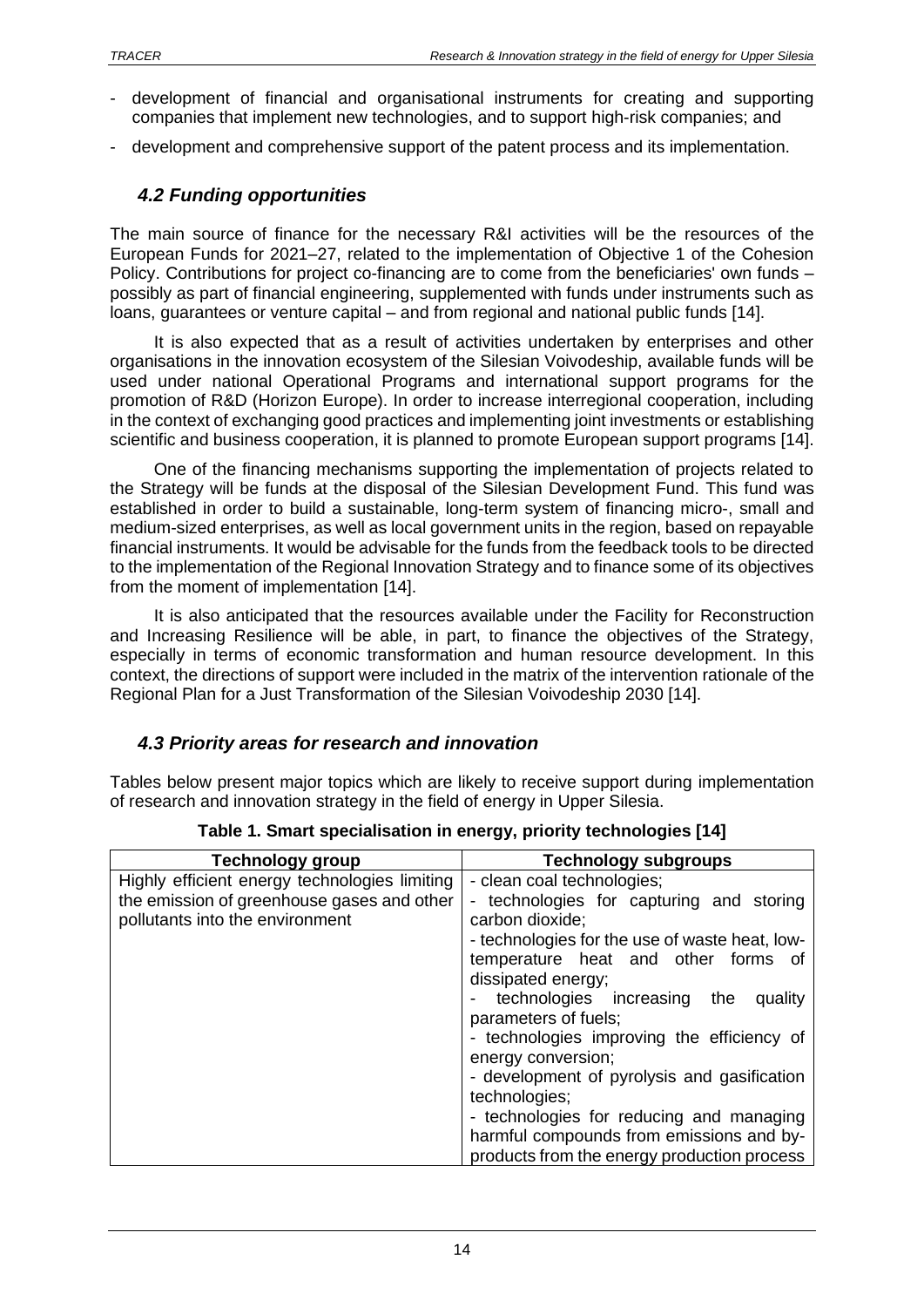- development of financial and organisational instruments for creating and supporting companies that implement new technologies, and to support high-risk companies; and
- development and comprehensive support of the patent process and its implementation.

## *4.2 Funding opportunities*

The main source of finance for the necessary R&I activities will be the resources of the European Funds for 2021–27, related to the implementation of Objective 1 of the Cohesion Policy. Contributions for project co-financing are to come from the beneficiaries' own funds – possibly as part of financial engineering, supplemented with funds under instruments such as loans, guarantees or venture capital – and from regional and national public funds [14].

It is also expected that as a result of activities undertaken by enterprises and other organisations in the innovation ecosystem of the Silesian Voivodeship, available funds will be used under national Operational Programs and international support programs for the promotion of R&D (Horizon Europe). In order to increase interregional cooperation, including in the context of exchanging good practices and implementing joint investments or establishing scientific and business cooperation, it is planned to promote European support programs [14].

One of the financing mechanisms supporting the implementation of projects related to the Strategy will be funds at the disposal of the Silesian Development Fund. This fund was established in order to build a sustainable, long-term system of financing micro-, small and medium-sized enterprises, as well as local government units in the region, based on repayable financial instruments. It would be advisable for the funds from the feedback tools to be directed to the implementation of the Regional Innovation Strategy and to finance some of its objectives from the moment of implementation [14].

It is also anticipated that the resources available under the Facility for Reconstruction and Increasing Resilience will be able, in part, to finance the objectives of the Strategy, especially in terms of economic transformation and human resource development. In this context, the directions of support were included in the matrix of the intervention rationale of the Regional Plan for a Just Transformation of the Silesian Voivodeship 2030 [14].

## *4.3 Priority areas for research and innovation*

Tables below present major topics which are likely to receive support during implementation of research and innovation strategy in the field of energy in Upper Silesia.

**Table 1. Smart specialisation in energy, priority technologies [14]**

| Technology group | Technology subgroups |
|---|---|
| Highly efficient energy technologies limiting the emission of greenhouse gases and other pollutants into the environment | - clean coal technologies;<br>- technologies for capturing and storing carbon dioxide;<br>- technologies for the use of waste heat, low-temperature heat and other forms of dissipated energy;<br>- technologies increasing the quality parameters of fuels;<br>- technologies improving the efficiency of energy conversion;<br>- development of pyrolysis and gasification technologies;<br>- technologies for reducing and managing harmful compounds from emissions and by-products from the energy production process |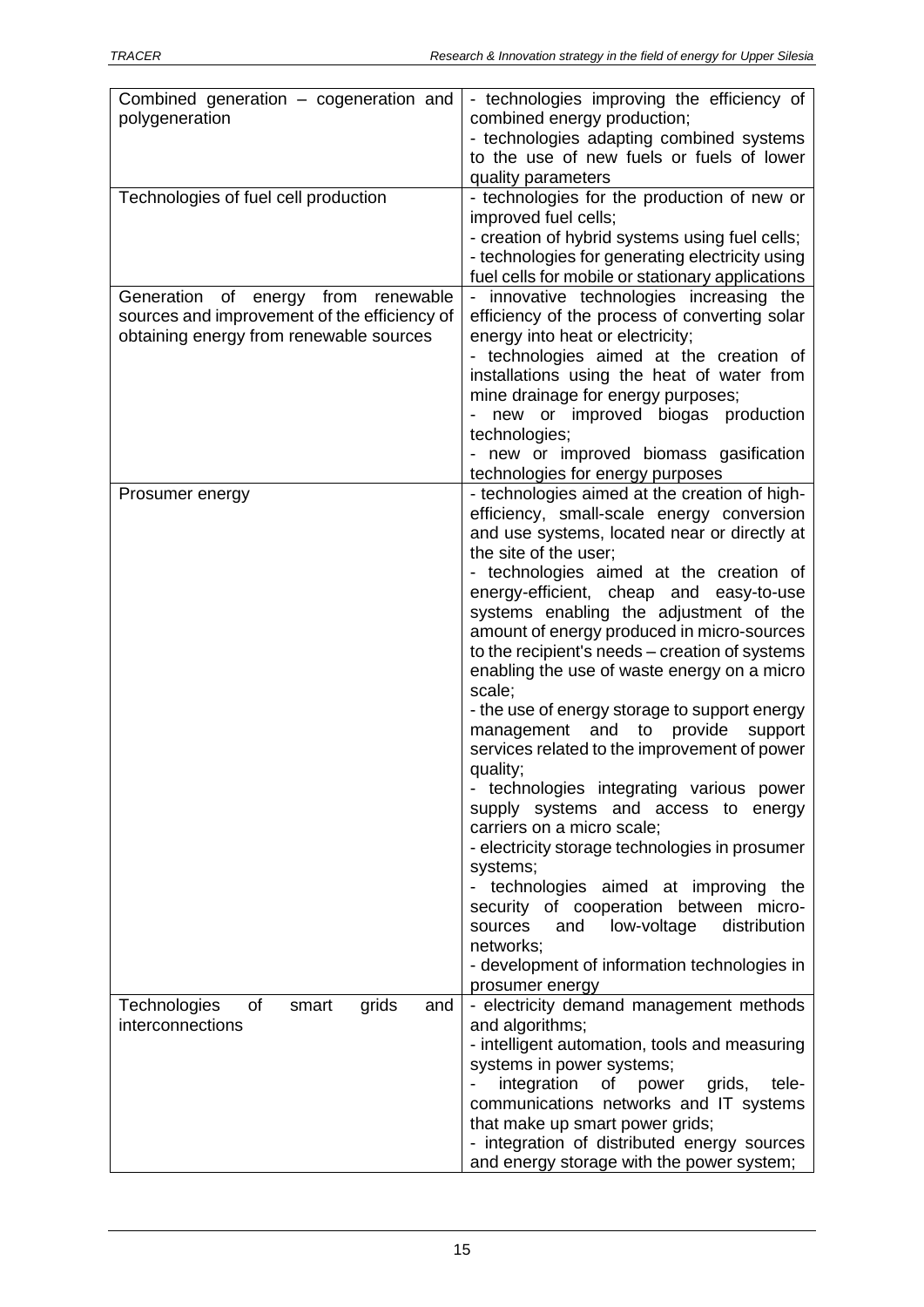| | |
|---|---|
| Combined generation – cogeneration and polygeneration | - technologies improving the efficiency of combined energy production;<br>- technologies adapting combined systems to the use of new fuels or fuels of lower quality parameters |
| Technologies of fuel cell production | - technologies for the production of new or improved fuel cells;<br>- creation of hybrid systems using fuel cells;<br>- technologies for generating electricity using fuel cells for mobile or stationary applications |
| Generation of energy from renewable sources and improvement of the efficiency of obtaining energy from renewable sources | - innovative technologies increasing the efficiency of the process of converting solar energy into heat or electricity;<br>- technologies aimed at the creation of installations using the heat of water from mine drainage for energy purposes;<br>- new or improved biogas production technologies;<br>- new or improved biomass gasification technologies for energy purposes |
| Prosumer energy | - technologies aimed at the creation of high-efficiency, small-scale energy conversion and use systems, located near or directly at the site of the user;<br>- technologies aimed at the creation of energy-efficient, cheap and easy-to-use systems enabling the adjustment of the amount of energy produced in micro-sources to the recipient's needs – creation of systems enabling the use of waste energy on a micro scale;<br>- the use of energy storage to support energy management and to provide support services related to the improvement of power quality;<br>- technologies integrating various power supply systems and access to energy carriers on a micro scale;<br>- electricity storage technologies in prosumer systems;<br>- technologies aimed at improving the security of cooperation between micro-sources and low-voltage distribution networks;<br>- development of information technologies in prosumer energy |
| Technologies of smart grids and interconnections | - electricity demand management methods and algorithms;<br>- intelligent automation, tools and measuring systems in power systems;<br>- integration of power grids, tele-communications networks and IT systems that make up smart power grids;<br>- integration of distributed energy sources and energy storage with the power system; |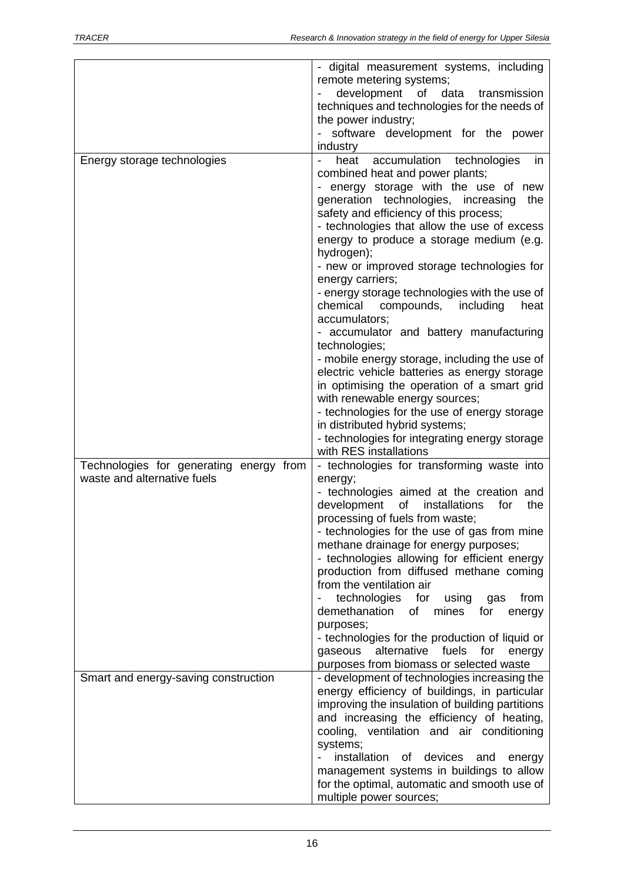| | |
|---|---|
| | - digital measurement systems, including remote metering systems;<br>- development of data transmission techniques and technologies for the needs of the power industry;<br>- software development for the power industry |
| Energy storage technologies | - heat accumulation technologies in combined heat and power plants;<br>- energy storage with the use of new generation technologies, increasing the safety and efficiency of this process;<br>- technologies that allow the use of excess energy to produce a storage medium (e.g. hydrogen);<br>- new or improved storage technologies for energy carriers;<br>- energy storage technologies with the use of chemical compounds, including heat accumulators;<br>- accumulator and battery manufacturing technologies;<br>- mobile energy storage, including the use of electric vehicle batteries as energy storage in optimising the operation of a smart grid with renewable energy sources;<br>- technologies for the use of energy storage in distributed hybrid systems;<br>- technologies for integrating energy storage with RES installations |
| Technologies for generating energy from waste and alternative fuels | - technologies for transforming waste into energy;<br>- technologies aimed at the creation and development of installations for the processing of fuels from waste;<br>- technologies for the use of gas from mine methane drainage for energy purposes;<br>- technologies allowing for efficient energy production from diffused methane coming from the ventilation air<br>- technologies for using gas from demethanation of mines for energy purposes;<br>- technologies for the production of liquid or gaseous alternative fuels for energy purposes from biomass or selected waste |
| Smart and energy-saving construction | - development of technologies increasing the energy efficiency of buildings, in particular improving the insulation of building partitions and increasing the efficiency of heating, cooling, ventilation and air conditioning systems;<br>- installation of devices and energy management systems in buildings to allow for the optimal, automatic and smooth use of multiple power sources; |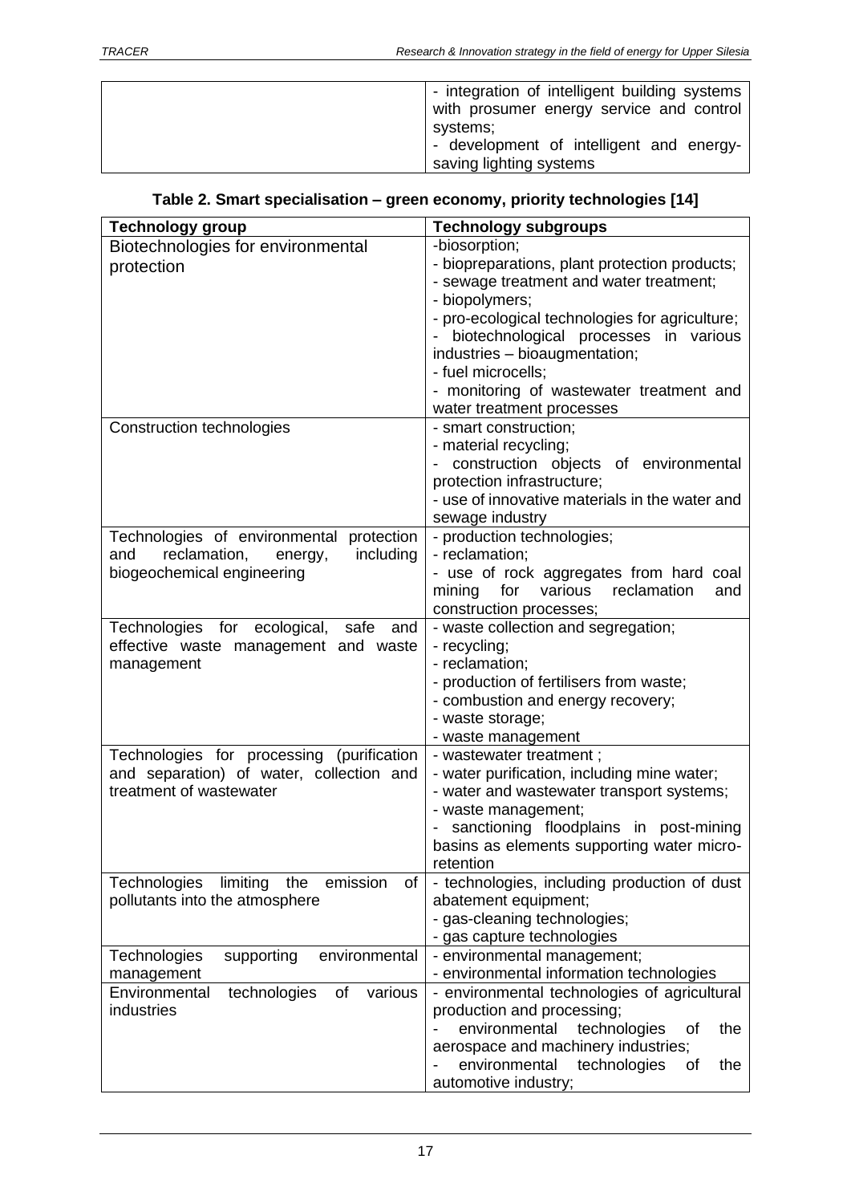| | |
|---|---|
| | - integration of intelligent building systems with prosumer energy service and control systems;<br>- development of intelligent and energy-saving lighting systems |

**Table 2. Smart specialisation – green economy, priority technologies [14]**

| **Technology group** | **Technology subgroups** |
|---|---|
| Biotechnologies for environmental protection | -biosorption;<br>- biopreparations, plant protection products;<br>- sewage treatment and water treatment;<br>- biopolymers;<br>- pro-ecological technologies for agriculture;<br>- biotechnological processes in various industries – bioaugmentation;<br>- fuel microcells;<br>- monitoring of wastewater treatment and water treatment processes |
| Construction technologies | - smart construction;<br>- material recycling;<br>- construction objects of environmental protection infrastructure;<br>- use of innovative materials in the water and sewage industry |
| Technologies of environmental protection and reclamation, energy, including biogeochemical engineering | - production technologies;<br>- reclamation;<br>- use of rock aggregates from hard coal mining for various reclamation and construction processes; |
| Technologies for ecological, safe and effective waste management and waste management | - waste collection and segregation;<br>- recycling;<br>- reclamation;<br>- production of fertilisers from waste;<br>- combustion and energy recovery;<br>- waste storage;<br>- waste management |
| Technologies for processing (purification and separation) of water, collection and treatment of wastewater | - wastewater treatment ;<br>- water purification, including mine water;<br>- water and wastewater transport systems;<br>- waste management;<br>- sanctioning floodplains in post-mining basins as elements supporting water micro-retention |
| Technologies limiting the emission of pollutants into the atmosphere | - technologies, including production of dust abatement equipment;<br>- gas-cleaning technologies;<br>- gas capture technologies |
| Technologies supporting environmental management | - environmental management;<br>- environmental information technologies |
| Environmental technologies of various industries | - environmental technologies of agricultural production and processing;<br>- environmental technologies of the aerospace and machinery industries;<br>- environmental technologies of the automotive industry; |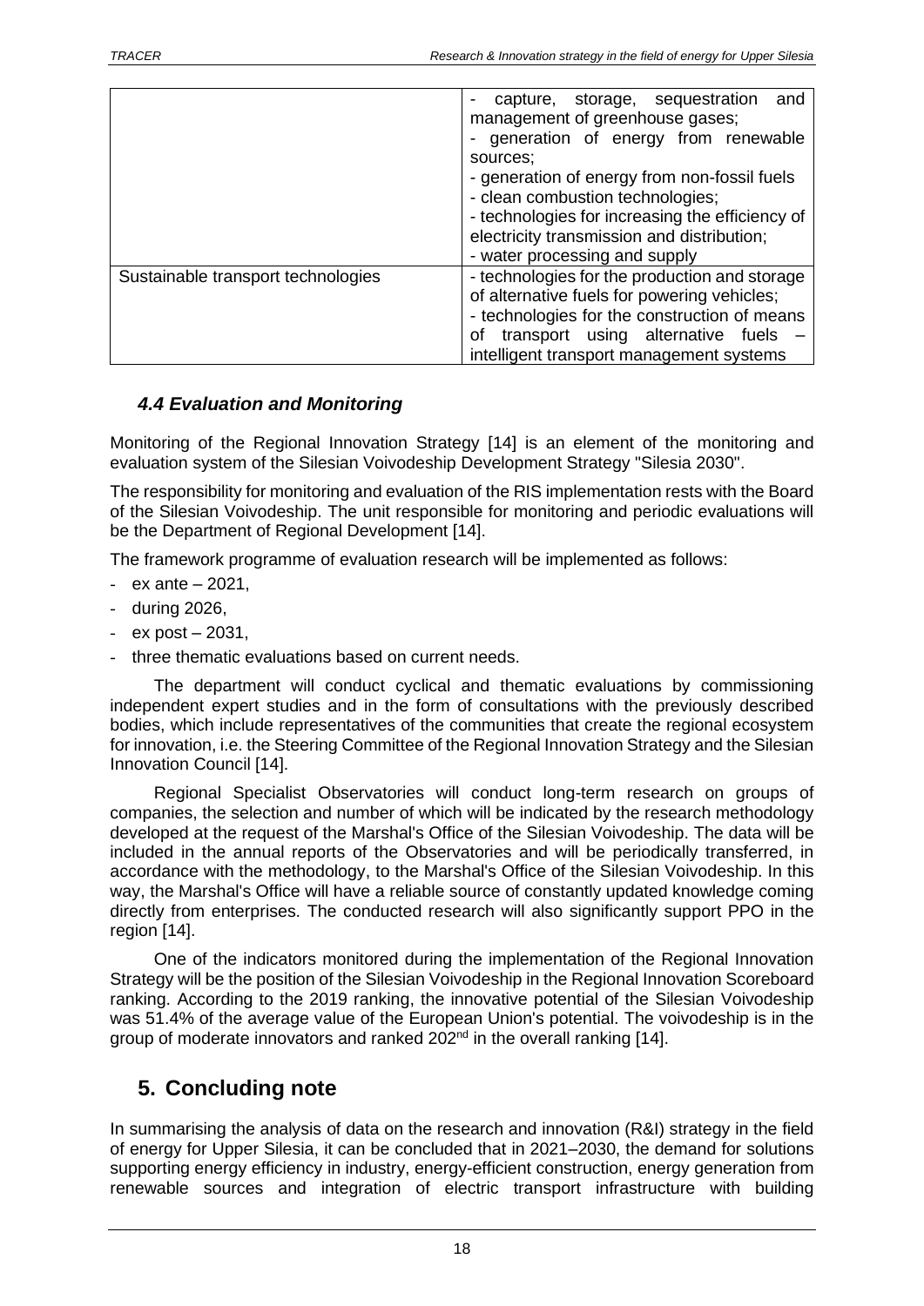| | |
|---|---|
| | - capture, storage, sequestration and management of greenhouse gases;<br>- generation of energy from renewable sources;<br>- generation of energy from non-fossil fuels<br>- clean combustion technologies;<br>- technologies for increasing the efficiency of electricity transmission and distribution;<br>- water processing and supply |
| Sustainable transport technologies | - technologies for the production and storage of alternative fuels for powering vehicles;<br>- technologies for the construction of means of transport using alternative fuels – intelligent transport management systems |

### *4.4 Evaluation and Monitoring*

Monitoring of the Regional Innovation Strategy [14] is an element of the monitoring and evaluation system of the Silesian Voivodeship Development Strategy "Silesia 2030".

The responsibility for monitoring and evaluation of the RIS implementation rests with the Board of the Silesian Voivodeship. The unit responsible for monitoring and periodic evaluations will be the Department of Regional Development [14].

The framework programme of evaluation research will be implemented as follows:

- ex ante – 2021,
- during 2026,
- ex post – 2031,
- three thematic evaluations based on current needs.

The department will conduct cyclical and thematic evaluations by commissioning independent expert studies and in the form of consultations with the previously described bodies, which include representatives of the communities that create the regional ecosystem for innovation, i.e. the Steering Committee of the Regional Innovation Strategy and the Silesian Innovation Council [14].

Regional Specialist Observatories will conduct long-term research on groups of companies, the selection and number of which will be indicated by the research methodology developed at the request of the Marshal's Office of the Silesian Voivodeship. The data will be included in the annual reports of the Observatories and will be periodically transferred, in accordance with the methodology, to the Marshal's Office of the Silesian Voivodeship. In this way, the Marshal's Office will have a reliable source of constantly updated knowledge coming directly from enterprises. The conducted research will also significantly support PPO in the region [14].

One of the indicators monitored during the implementation of the Regional Innovation Strategy will be the position of the Silesian Voivodeship in the Regional Innovation Scoreboard ranking. According to the 2019 ranking, the innovative potential of the Silesian Voivodeship was 51.4% of the average value of the European Union's potential. The voivodeship is in the group of moderate innovators and ranked 202nd in the overall ranking [14].

## 5. Concluding note

In summarising the analysis of data on the research and innovation (R&I) strategy in the field of energy for Upper Silesia, it can be concluded that in 2021–2030, the demand for solutions supporting energy efficiency in industry, energy-efficient construction, energy generation from renewable sources and integration of electric transport infrastructure with building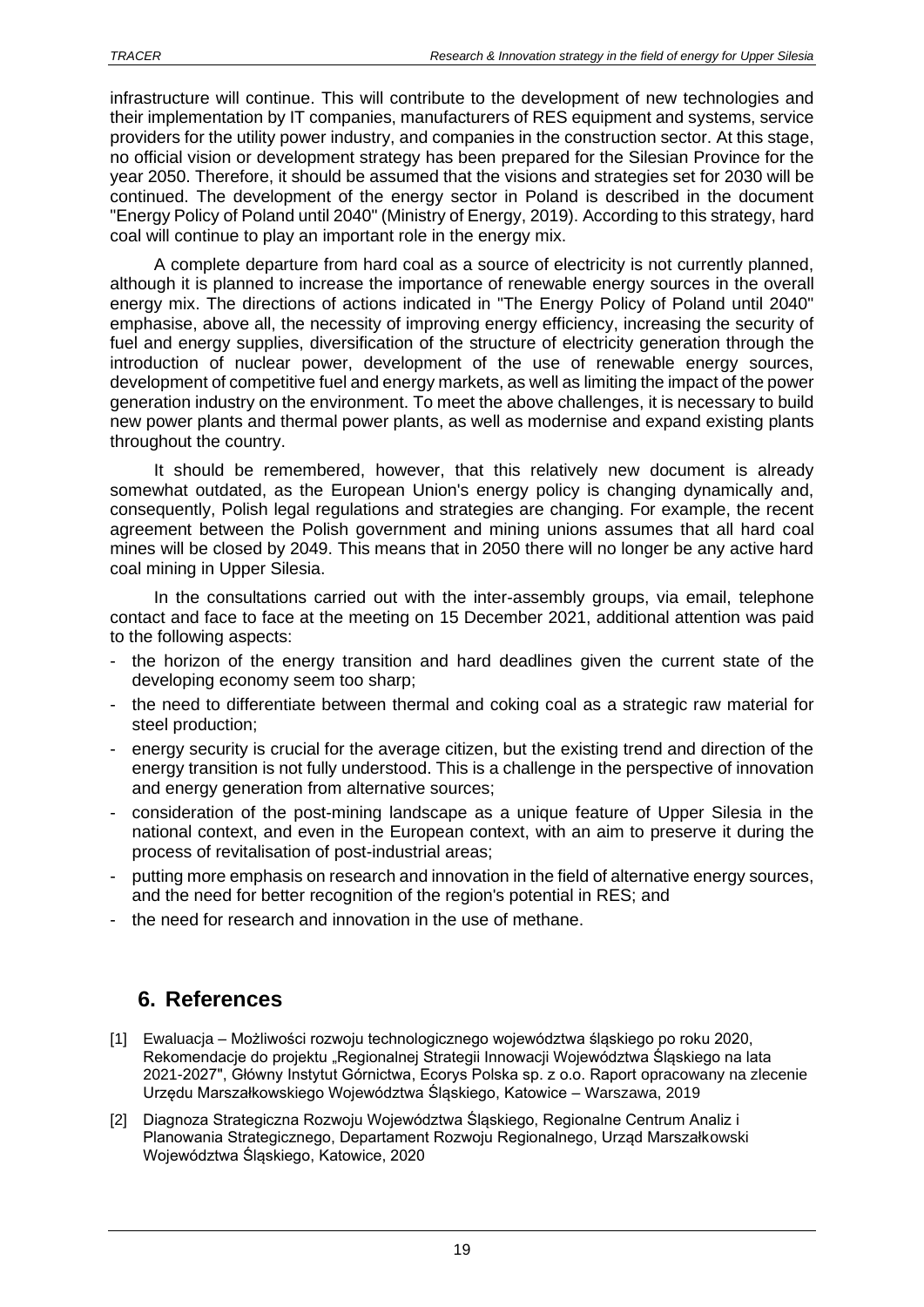infrastructure will continue. This will contribute to the development of new technologies and their implementation by IT companies, manufacturers of RES equipment and systems, service providers for the utility power industry, and companies in the construction sector. At this stage, no official vision or development strategy has been prepared for the Silesian Province for the year 2050. Therefore, it should be assumed that the visions and strategies set for 2030 will be continued. The development of the energy sector in Poland is described in the document "Energy Policy of Poland until 2040" (Ministry of Energy, 2019). According to this strategy, hard coal will continue to play an important role in the energy mix.

A complete departure from hard coal as a source of electricity is not currently planned, although it is planned to increase the importance of renewable energy sources in the overall energy mix. The directions of actions indicated in "The Energy Policy of Poland until 2040" emphasise, above all, the necessity of improving energy efficiency, increasing the security of fuel and energy supplies, diversification of the structure of electricity generation through the introduction of nuclear power, development of the use of renewable energy sources, development of competitive fuel and energy markets, as well as limiting the impact of the power generation industry on the environment. To meet the above challenges, it is necessary to build new power plants and thermal power plants, as well as modernise and expand existing plants throughout the country.

It should be remembered, however, that this relatively new document is already somewhat outdated, as the European Union's energy policy is changing dynamically and, consequently, Polish legal regulations and strategies are changing. For example, the recent agreement between the Polish government and mining unions assumes that all hard coal mines will be closed by 2049. This means that in 2050 there will no longer be any active hard coal mining in Upper Silesia.

In the consultations carried out with the inter-assembly groups, via email, telephone contact and face to face at the meeting on 15 December 2021, additional attention was paid to the following aspects:

- the horizon of the energy transition and hard deadlines given the current state of the developing economy seem too sharp;
- the need to differentiate between thermal and coking coal as a strategic raw material for steel production;
- energy security is crucial for the average citizen, but the existing trend and direction of the energy transition is not fully understood. This is a challenge in the perspective of innovation and energy generation from alternative sources;
- consideration of the post-mining landscape as a unique feature of Upper Silesia in the national context, and even in the European context, with an aim to preserve it during the process of revitalisation of post-industrial areas;
- putting more emphasis on research and innovation in the field of alternative energy sources, and the need for better recognition of the region's potential in RES; and
- the need for research and innovation in the use of methane.

## 6. References

[1] Ewaluacja – Możliwości rozwoju technologicznego województwa śląskiego po roku 2020, Rekomendacje do projektu „Regionalnej Strategii Innowacji Województwa Śląskiego na lata 2021-2027", Główny Instytut Górnictwa, Ecorys Polska sp. z o.o. Raport opracowany na zlecenie Urzędu Marszałkowskiego Województwa Śląskiego, Katowice – Warszawa, 2019

[2] Diagnoza Strategiczna Rozwoju Województwa Śląskiego, Regionalne Centrum Analiz i Planowania Strategicznego, Departament Rozwoju Regionalnego, Urząd Marszałkowski Województwa Śląskiego, Katowice, 2020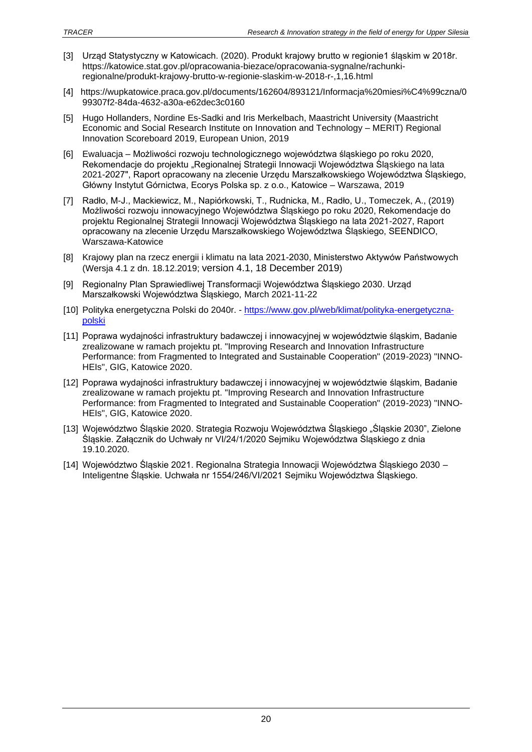[3] Urząd Statystyczny w Katowicach. (2020). Produkt krajowy brutto w regionie1 śląskim w 2018r. https://katowice.stat.gov.pl/opracowania-biezace/opracowania-sygnalne/rachunki-regionalne/produkt-krajowy-brutto-w-regionie-slaskim-w-2018-r-,1,16.html

[4] https://wupkatowice.praca.gov.pl/documents/162604/893121/Informacja%20miesi%C4%99czna/099307f2-84da-4632-a30a-e62dec3c0160

[5] Hugo Hollanders, Nordine Es-Sadki and Iris Merkelbach, Maastricht University (Maastricht Economic and Social Research Institute on Innovation and Technology – MERIT) Regional Innovation Scoreboard 2019, European Union, 2019

[6] Ewaluacja – Możliwości rozwoju technologicznego województwa śląskiego po roku 2020, Rekomendacje do projektu „Regionalnej Strategii Innowacji Województwa Śląskiego na lata 2021-2027", Raport opracowany na zlecenie Urzędu Marszałkowskiego Województwa Śląskiego, Główny Instytut Górnictwa, Ecorys Polska sp. z o.o., Katowice – Warszawa, 2019

[7] Radło, M-J., Mackiewicz, M., Napiórkowski, T., Rudnicka, M., Radło, U., Tomeczek, A., (2019) Możliwości rozwoju innowacyjnego Województwa Śląskiego po roku 2020, Rekomendacje do projektu Regionalnej Strategii Innowacji Województwa Śląskiego na lata 2021-2027, Raport opracowany na zlecenie Urzędu Marszałkowskiego Województwa Śląskiego, SEENDICO, Warszawa-Katowice

[8] Krajowy plan na rzecz energii i klimatu na lata 2021-2030, Ministerstwo Aktywów Państwowych (Wersja 4.1 z dn. 18.12.2019; version 4.1, 18 December 2019)

[9] Regionalny Plan Sprawiedliwej Transformacji Województwa Śląskiego 2030. Urząd Marszałkowski Województwa Śląskiego, March 2021-11-22

[10] Polityka energetyczna Polski do 2040r. - https://www.gov.pl/web/klimat/polityka-energetyczna-polski

[11] Poprawa wydajności infrastruktury badawczej i innowacyjnej w województwie śląskim, Badanie zrealizowane w ramach projektu pt. "Improving Research and Innovation Infrastructure Performance: from Fragmented to Integrated and Sustainable Cooperation" (2019-2023) "INNO-HEIs", GIG, Katowice 2020.

[12] Poprawa wydajności infrastruktury badawczej i innowacyjnej w województwie śląskim, Badanie zrealizowane w ramach projektu pt. "Improving Research and Innovation Infrastructure Performance: from Fragmented to Integrated and Sustainable Cooperation" (2019-2023) "INNO-HEIs", GIG, Katowice 2020.

[13] Województwo Śląskie 2020. Strategia Rozwoju Województwa Śląskiego „Śląskie 2030", Zielone Śląskie. Załącznik do Uchwały nr VI/24/1/2020 Sejmiku Województwa Śląskiego z dnia 19.10.2020.

[14] Województwo Śląskie 2021. Regionalna Strategia Innowacji Województwa Śląskiego 2030 – Inteligentne Śląskie. Uchwała nr 1554/246/VI/2021 Sejmiku Województwa Śląskiego.